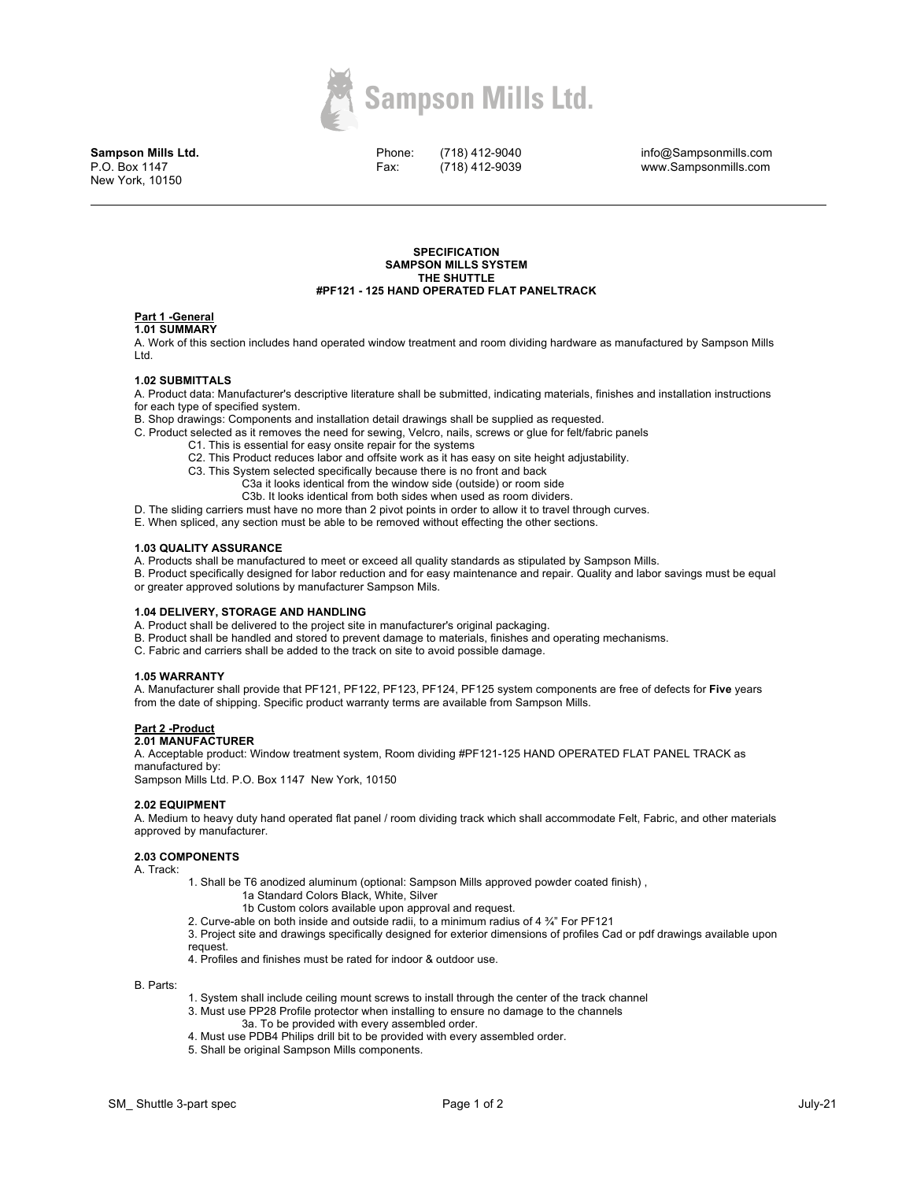# Sampson Mills Ltd.

**Sampson Mills Ltd.**
P.O. Box 1147
New York, 10150

Phone: (718) 412-9040
Fax: (718) 412-9039

info@Sampsonmills.com
www.Sampsonmills.com

---

**SPECIFICATION**
**SAMPSON MILLS SYSTEM**
**THE SHUTTLE**
**#PF121 - 125 HAND OPERATED FLAT PANELTRACK**

## Part 1 -General

### 1.01 SUMMARY

A. Work of this section includes hand operated window treatment and room dividing hardware as manufactured by Sampson Mills Ltd.

### 1.02 SUBMITTALS

A. Product data: Manufacturer's descriptive literature shall be submitted, indicating materials, finishes and installation instructions for each type of specified system.

B. Shop drawings: Components and installation detail drawings shall be supplied as requested.

C. Product selected as it removes the need for sewing, Velcro, nails, screws or glue for felt/fabric panels

- C1. This is essential for easy onsite repair for the systems
- C2. This Product reduces labor and offsite work as it has easy on site height adjustability.
- C3. This System selected specifically because there is no front and back
  - C3a it looks identical from the window side (outside) or room side
  - C3b. It looks identical from both sides when used as room dividers.

D. The sliding carriers must have no more than 2 pivot points in order to allow it to travel through curves.

E. When spliced, any section must be able to be removed without effecting the other sections.

### 1.03 QUALITY ASSURANCE

A. Products shall be manufactured to meet or exceed all quality standards as stipulated by Sampson Mills.

B. Product specifically designed for labor reduction and for easy maintenance and repair. Quality and labor savings must be equal or greater approved solutions by manufacturer Sampson Mils.

### 1.04 DELIVERY, STORAGE AND HANDLING

A. Product shall be delivered to the project site in manufacturer's original packaging.

B. Product shall be handled and stored to prevent damage to materials, finishes and operating mechanisms.

C. Fabric and carriers shall be added to the track on site to avoid possible damage.

### 1.05 WARRANTY

A. Manufacturer shall provide that PF121, PF122, PF123, PF124, PF125 system components are free of defects for **Five** years from the date of shipping. Specific product warranty terms are available from Sampson Mills.

## Part 2 -Product

### 2.01 MANUFACTURER

A. Acceptable product: Window treatment system, Room dividing #PF121-125 HAND OPERATED FLAT PANEL TRACK as manufactured by:
Sampson Mills Ltd. P.O. Box 1147 New York, 10150

### 2.02 EQUIPMENT

A. Medium to heavy duty hand operated flat panel / room dividing track which shall accommodate Felt, Fabric, and other materials approved by manufacturer.

### 2.03 COMPONENTS

A. Track:

1. Shall be T6 anodized aluminum (optional: Sampson Mills approved powder coated finish) ,
   - 1a Standard Colors Black, White, Silver
   - 1b Custom colors available upon approval and request.
2. Curve-able on both inside and outside radii, to a minimum radius of 4 ¾" For PF121
3. Project site and drawings specifically designed for exterior dimensions of profiles Cad or pdf drawings available upon request.
4. Profiles and finishes must be rated for indoor & outdoor use.

B. Parts:

1. System shall include ceiling mount screws to install through the center of the track channel
3. Must use PP28 Profile protector when installing to ensure no damage to the channels
   - 3a. To be provided with every assembled order.
4. Must use PDB4 Philips drill bit to be provided with every assembled order.
5. Shall be original Sampson Mills components.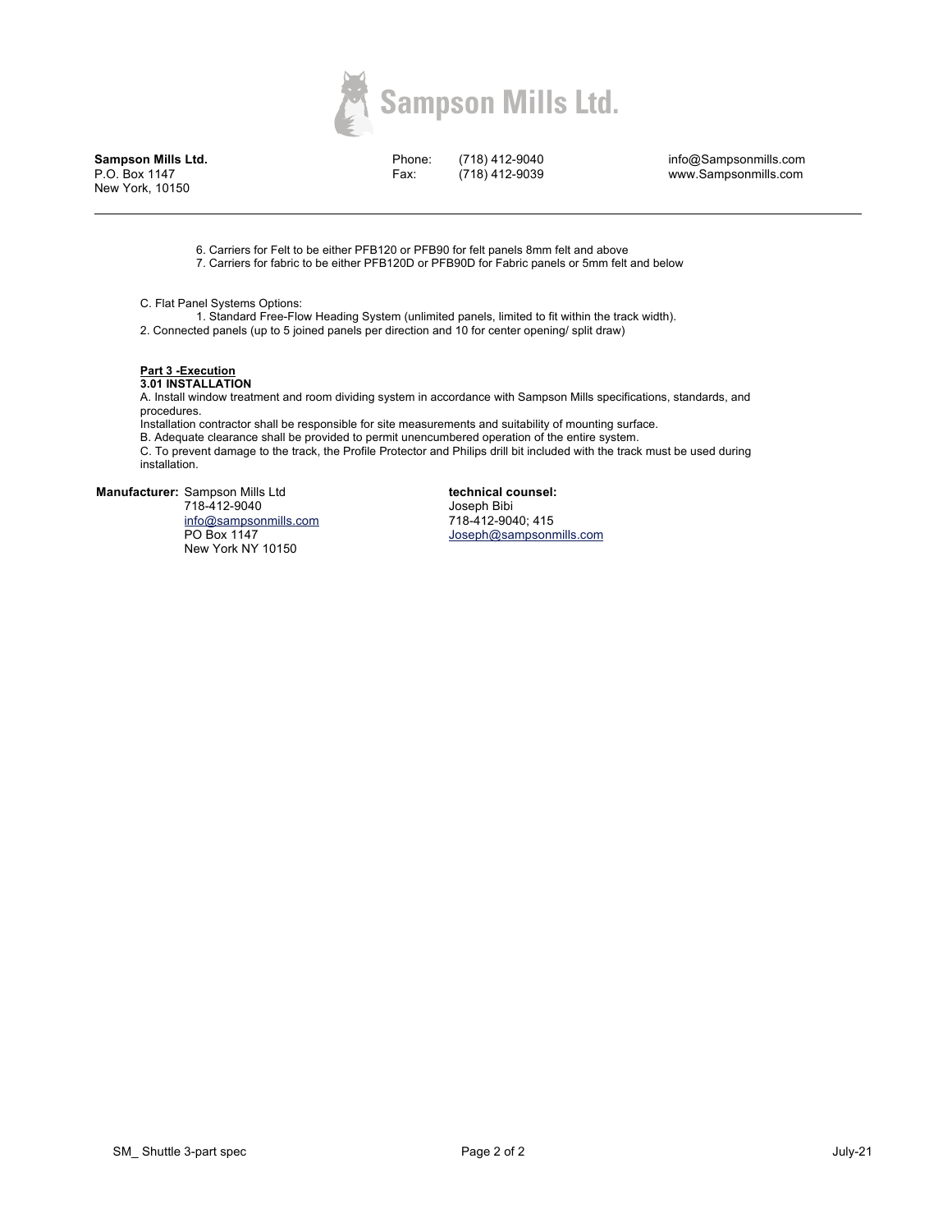6. Carriers for Felt to be either PFB120 or PFB90 for felt panels 8mm felt and above
7. Carriers for fabric to be either PFB120D or PFB90D for Fabric panels or 5mm felt and below

C. Flat Panel Systems Options:

1. Standard Free-Flow Heading System (unlimited panels, limited to fit within the track width).
2. Connected panels (up to 5 joined panels per direction and 10 for center opening/ split draw)

## Part 3 -Execution

### 3.01 INSTALLATION

A. Install window treatment and room dividing system in accordance with Sampson Mills specifications, standards, and procedures.

Installation contractor shall be responsible for site measurements and suitability of mounting surface.

B. Adequate clearance shall be provided to permit unencumbered operation of the entire system.

C. To prevent damage to the track, the Profile Protector and Philips drill bit included with the track must be used during installation.

**Manufacturer:** Sampson Mills Ltd
718-412-9040
info@sampsonmills.com
PO Box 1147
New York NY 10150

**technical counsel:**
Joseph Bibi
718-412-9040; 415
Joseph@sampsonmills.com